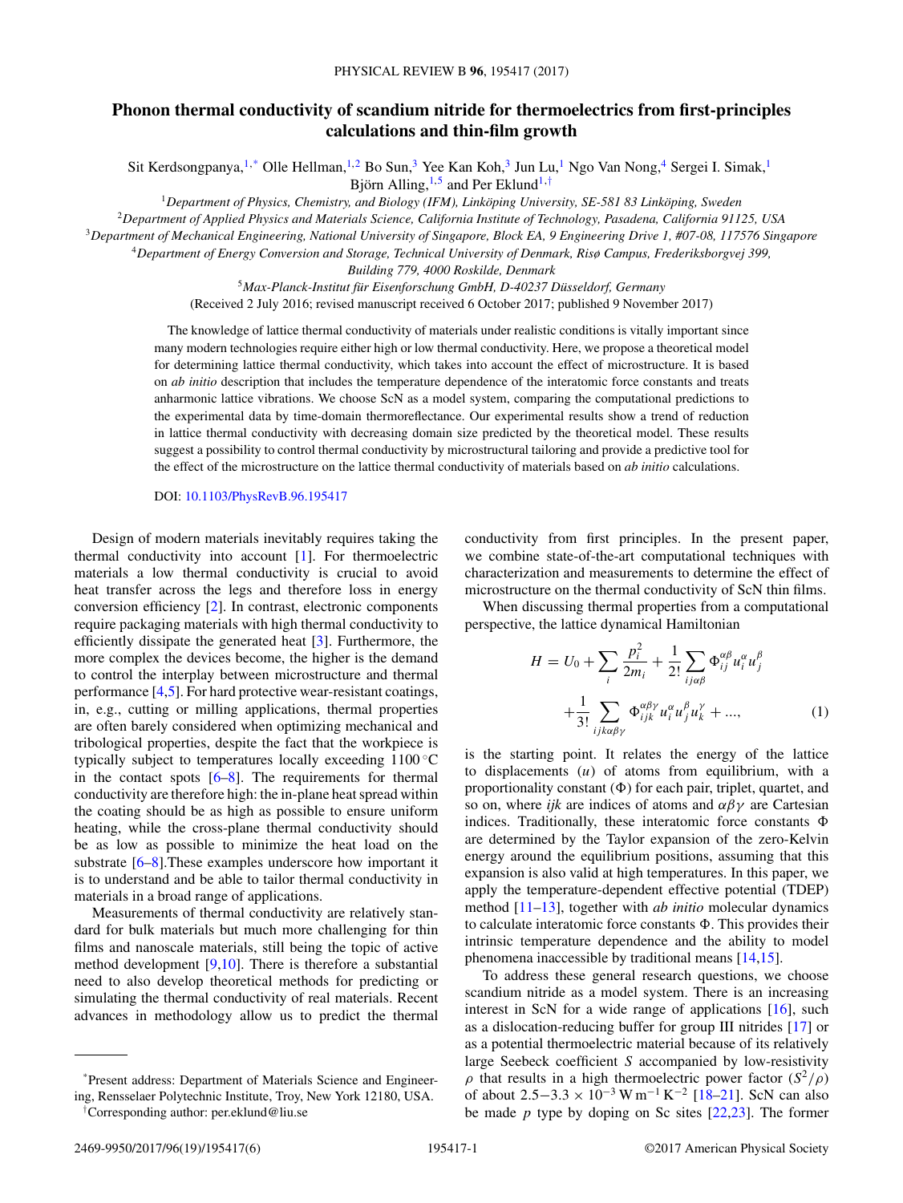# Phonon thermal conductivity of scandium nitride for thermoelectrics from first-principles calculations and thin-film growth

Sit Kerdsongpanya,[1,*] Olle Hellman,[1,2] Bo Sun,[3] Yee Kan Koh,[3] Jun Lu,[1] Ngo Van Nong,[4] Sergei I. Simak,[1] Björn Alling,[1,5] and Per Eklund[1,†]

[1]*Department of Physics, Chemistry, and Biology (IFM), Linköping University, SE-581 83 Linköping, Sweden*

[2]*Department of Applied Physics and Materials Science, California Institute of Technology, Pasadena, California 91125, USA*

[3]*Department of Mechanical Engineering, National University of Singapore, Block EA, 9 Engineering Drive 1, #07-08, 117576 Singapore*

[4]*Department of Energy Conversion and Storage, Technical University of Denmark, Risø Campus, Frederiksborgvej 399, Building 779, 4000 Roskilde, Denmark*

[5]*Max-Planck-Institut für Eisenforschung GmbH, D-40237 Düsseldorf, Germany*

(Received 2 July 2016; revised manuscript received 6 October 2017; published 9 November 2017)

The knowledge of lattice thermal conductivity of materials under realistic conditions is vitally important since many modern technologies require either high or low thermal conductivity. Here, we propose a theoretical model for determining lattice thermal conductivity, which takes into account the effect of microstructure. It is based on *ab initio* description that includes the temperature dependence of the interatomic force constants and treats anharmonic lattice vibrations. We choose ScN as a model system, comparing the computational predictions to the experimental data by time-domain thermoreflectance. Our experimental results show a trend of reduction in lattice thermal conductivity with decreasing domain size predicted by the theoretical model. These results suggest a possibility to control thermal conductivity by microstructural tailoring and provide a predictive tool for the effect of the microstructure on the lattice thermal conductivity of materials based on *ab initio* calculations.

DOI: 10.1103/PhysRevB.96.195417

Design of modern materials inevitably requires taking the thermal conductivity into account [1]. For thermoelectric materials a low thermal conductivity is crucial to avoid heat transfer across the legs and therefore loss in energy conversion efficiency [2]. In contrast, electronic components require packaging materials with high thermal conductivity to efficiently dissipate the generated heat [3]. Furthermore, the more complex the devices become, the higher is the demand to control the interplay between microstructure and thermal performance [4,5]. For hard protective wear-resistant coatings, in, e.g., cutting or milling applications, thermal properties are often barely considered when optimizing mechanical and tribological properties, despite the fact that the workpiece is typically subject to temperatures locally exceeding 1100 °C in the contact spots [6–8]. The requirements for thermal conductivity are therefore high: the in-plane heat spread within the coating should be as high as possible to ensure uniform heating, while the cross-plane thermal conductivity should be as low as possible to minimize the heat load on the substrate [6–8].These examples underscore how important it is to understand and be able to tailor thermal conductivity in materials in a broad range of applications.

Measurements of thermal conductivity are relatively standard for bulk materials but much more challenging for thin films and nanoscale materials, still being the topic of active method development [9,10]. There is therefore a substantial need to also develop theoretical methods for predicting or simulating the thermal conductivity of real materials. Recent advances in methodology allow us to predict the thermal conductivity from first principles. In the present paper, we combine state-of-the-art computational techniques with characterization and measurements to determine the effect of microstructure on the thermal conductivity of ScN thin films.

When discussing thermal properties from a computational perspective, the lattice dynamical Hamiltonian

$$
H = U_0 + \sum_i \frac{p_i^2}{2m_i} + \frac{1}{2!}\sum_{ij\alpha\beta}\Phi_{ij}^{\alpha\beta}u_i^\alpha u_j^\beta + \frac{1}{3!}\sum_{ijk\alpha\beta\gamma}\Phi_{ijk}^{\alpha\beta\gamma}u_i^\alpha u_j^\beta u_k^\gamma + ..., \tag{1}
$$

is the starting point. It relates the energy of the lattice to displacements ($u$) of atoms from equilibrium, with a proportionality constant ($\Phi$) for each pair, triplet, quartet, and so on, where $ijk$ are indices of atoms and $\alpha\beta\gamma$ are Cartesian indices. Traditionally, these interatomic force constants $\Phi$ are determined by the Taylor expansion of the zero-Kelvin energy around the equilibrium positions, assuming that this expansion is also valid at high temperatures. In this paper, we apply the temperature-dependent effective potential (TDEP) method [11–13], together with *ab initio* molecular dynamics to calculate interatomic force constants $\Phi$. This provides their intrinsic temperature dependence and the ability to model phenomena inaccessible by traditional means [14,15].

To address these general research questions, we choose scandium nitride as a model system. There is an increasing interest in ScN for a wide range of applications [16], such as a dislocation-reducing buffer for group III nitrides [17] or as a potential thermoelectric material because of its relatively large Seebeck coefficient $S$ accompanied by low-resistivity $\rho$ that results in a high thermoelectric power factor ($S^2/\rho$) of about $2.5-3.3 \times 10^{-3}$ W m$^{-1}$ K$^{-2}$ [18–21]. ScN can also be made $p$ type by doping on Sc sites [22,23]. The former

*Present address: Department of Materials Science and Engineering, Rensselaer Polytechnic Institute, Troy, New York 12180, USA.

†Corresponding author: per.eklund@liu.se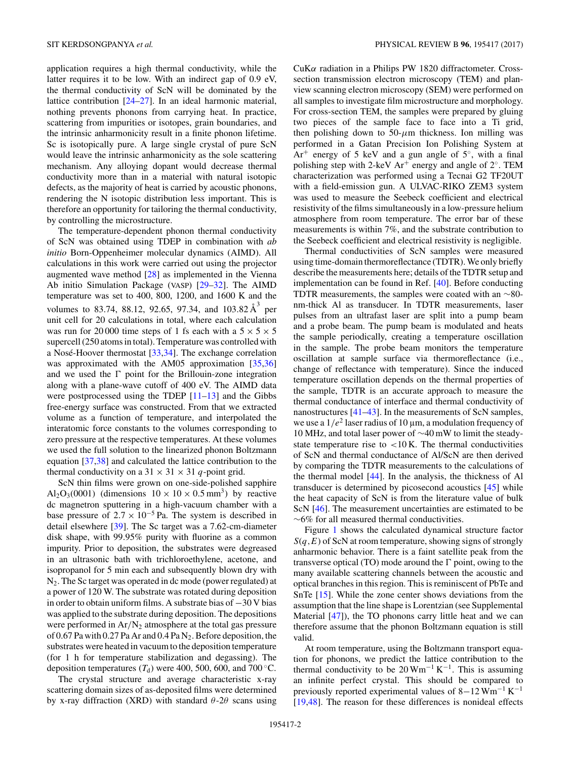application requires a high thermal conductivity, while the latter requires it to be low. With an indirect gap of 0.9 eV, the thermal conductivity of ScN will be dominated by the lattice contribution [24–27]. In an ideal harmonic material, nothing prevents phonons from carrying heat. In practice, scattering from impurities or isotopes, grain boundaries, and the intrinsic anharmonicity result in a finite phonon lifetime. Sc is isotopically pure. A large single crystal of pure ScN would leave the intrinsic anharmonicity as the sole scattering mechanism. Any alloying dopant would decrease thermal conductivity more than in a material with natural isotopic defects, as the majority of heat is carried by acoustic phonons, rendering the N isotopic distribution less important. This is therefore an opportunity for tailoring the thermal conductivity, by controlling the microstructure.

The temperature-dependent phonon thermal conductivity of ScN was obtained using TDEP in combination with *ab initio* Born-Oppenheimer molecular dynamics (AIMD). All calculations in this work were carried out using the projector augmented wave method [28] as implemented in the Vienna Ab initio Simulation Package (VASP) [29–32]. The AIMD temperature was set to 400, 800, 1200, and 1600 K and the volumes to 83.74, 88.12, 92.65, 97.34, and 103.82 $Å^3$ per unit cell for 20 calculations in total, where each calculation was run for 20 000 time steps of 1 fs each with a $5 \times 5 \times 5$ supercell (250 atoms in total). Temperature was controlled with a Nosé-Hoover thermostat [33,34]. The exchange correlation was approximated with the AM05 approximation [35,36] and we used the Γ point for the Brillouin-zone integration along with a plane-wave cutoff of 400 eV. The AIMD data were postprocessed using the TDEP [11–13] and the Gibbs free-energy surface was constructed. From that we extracted volume as a function of temperature, and interpolated the interatomic force constants to the volumes corresponding to zero pressure at the respective temperatures. At these volumes we used the full solution to the linearized phonon Boltzmann equation [37,38] and calculated the lattice contribution to the thermal conductivity on a $31 \times 31 \times 31$ $q$-point grid.

ScN thin films were grown on one-side-polished sapphire $Al_2O_3(0001)$ (dimensions $10 \times 10 \times 0.5\ mm^3$) by reactive dc magnetron sputtering in a high-vacuum chamber with a base pressure of $2.7 \times 10^{-5}$ Pa. The system is described in detail elsewhere [39]. The Sc target was a 7.62-cm-diameter disk shape, with 99.95% purity with fluorine as a common impurity. Prior to deposition, the substrates were degreased in an ultrasonic bath with trichloroethylene, acetone, and isopropanol for 5 min each and subsequently blown dry with $N_2$. The Sc target was operated in dc mode (power regulated) at a power of 120 W. The substrate was rotated during deposition in order to obtain uniform films. A substrate bias of −30 V bias was applied to the substrate during deposition. The depositions were performed in $Ar/N_2$ atmosphere at the total gas pressure of 0.67 Pa with 0.27 Pa Ar and 0.4 Pa $N_2$. Before deposition, the substrates were heated in vacuum to the deposition temperature (for 1 h for temperature stabilization and degassing). The deposition temperatures ($T_d$) were 400, 500, 600, and 700 °C.

The crystal structure and average characteristic x-ray scattering domain sizes of as-deposited films were determined by x-ray diffraction (XRD) with standard $\theta$-$2\theta$ scans using CuKα radiation in a Philips PW 1820 diffractometer. Cross-section transmission electron microscopy (TEM) and plan-view scanning electron microscopy (SEM) were performed on all samples to investigate film microstructure and morphology. For cross-section TEM, the samples were prepared by gluing two pieces of the sample face to face into a Ti grid, then polishing down to 50-$\mu$m thickness. Ion milling was performed in a Gatan Precision Ion Polishing System at $Ar^+$ energy of 5 keV and a gun angle of 5°, with a final polishing step with 2-keV $Ar^+$ energy and angle of 2°. TEM characterization was performed using a Tecnai G2 TF20UT with a field-emission gun. A ULVAC-RIKO ZEM3 system was used to measure the Seebeck coefficient and electrical resistivity of the films simultaneously in a low-pressure helium atmosphere from room temperature. The error bar of these measurements is within 7%, and the substrate contribution to the Seebeck coefficient and electrical resistivity is negligible.

Thermal conductivities of ScN samples were measured using time-domain thermoreflectance (TDTR). We only briefly describe the measurements here; details of the TDTR setup and implementation can be found in Ref. [40]. Before conducting TDTR measurements, the samples were coated with an ~80-nm-thick Al as transducer. In TDTR measurements, laser pulses from an ultrafast laser are split into a pump beam and a probe beam. The pump beam is modulated and heats the sample periodically, creating a temperature oscillation in the sample. The probe beam monitors the temperature oscillation at sample surface via thermoreflectance (i.e., change of reflectance with temperature). Since the induced temperature oscillation depends on the thermal properties of the sample, TDTR is an accurate approach to measure the thermal conductance of interface and thermal conductivity of nanostructures [41–43]. In the measurements of ScN samples, we use a $1/e^2$ laser radius of 10 μm, a modulation frequency of 10 MHz, and total laser power of ~40 mW to limit the steady-state temperature rise to <10 K. The thermal conductivities of ScN and thermal conductance of Al/ScN are then derived by comparing the TDTR measurements to the calculations of the thermal model [44]. In the analysis, the thickness of Al transducer is determined by picosecond acoustics [45] while the heat capacity of ScN is from the literature value of bulk ScN [46]. The measurement uncertainties are estimated to be ~6% for all measured thermal conductivities.

Figure 1 shows the calculated dynamical structure factor $S(q,E)$ of ScN at room temperature, showing signs of strongly anharmonic behavior. There is a faint satellite peak from the transverse optical (TO) mode around the Γ point, owing to the many available scattering channels between the acoustic and optical branches in this region. This is reminiscent of PbTe and SnTe [15]. While the zone center shows deviations from the assumption that the line shape is Lorentzian (see Supplemental Material [47]), the TO phonons carry little heat and we can therefore assume that the phonon Boltzmann equation is still valid.

At room temperature, using the Boltzmann transport equation for phonons, we predict the lattice contribution to the thermal conductivity to be $20\ W m^{-1} K^{-1}$. This is assuming an infinite perfect crystal. This should be compared to previously reported experimental values of $8–12\ W m^{-1} K^{-1}$ [19,48]. The reason for these differences is nonideal effects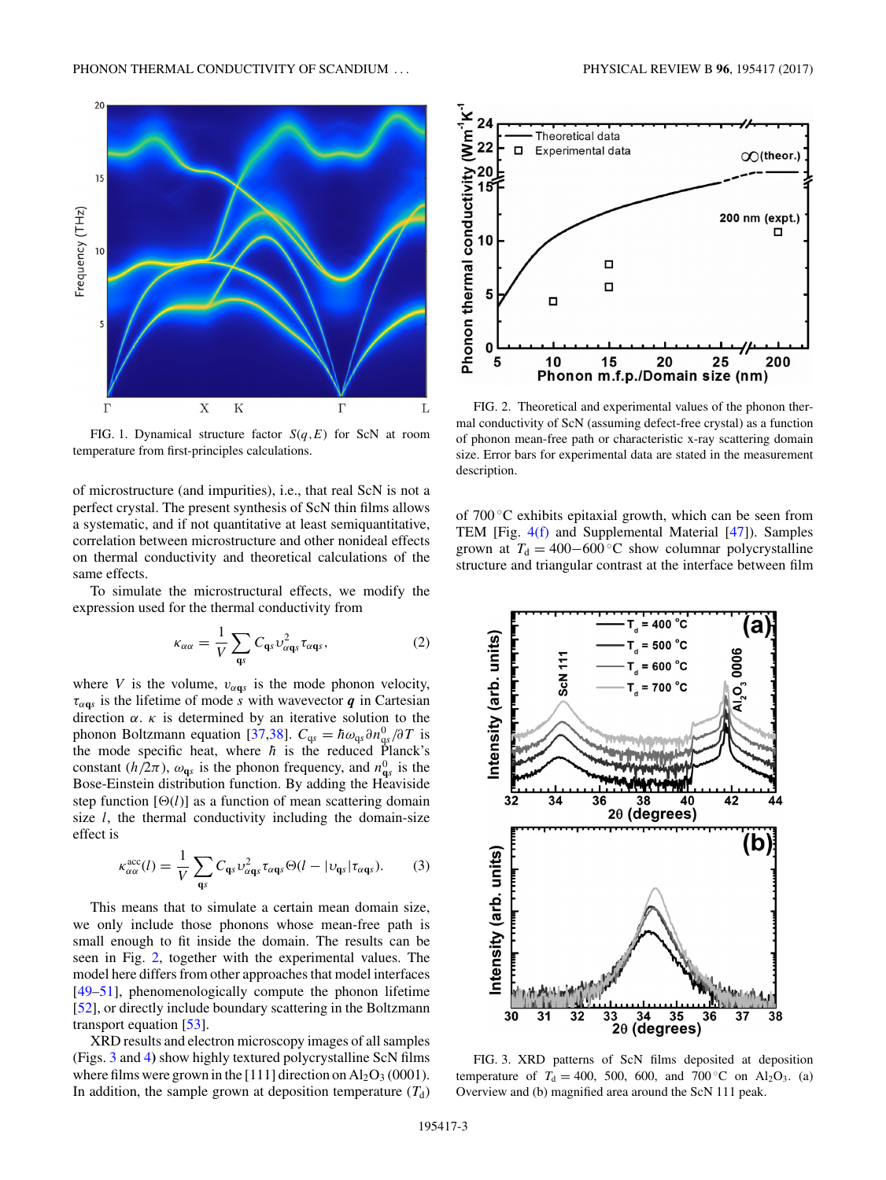FIG. 1. Dynamical structure factor $S(q,E)$ for ScN at room temperature from first-principles calculations.

of microstructure (and impurities), i.e., that real ScN is not a perfect crystal. The present synthesis of ScN thin films allows a systematic, and if not quantitative at least semiquantitative, correlation between microstructure and other nonideal effects on thermal conductivity and theoretical calculations of the same effects.

To simulate the microstructural effects, we modify the expression used for the thermal conductivity from

$$\kappa_{\alpha\alpha} = \frac{1}{V}\sum_{\mathbf{q}s} C_{\mathbf{q}s} \upsilon_{\alpha\mathbf{q}s}^2 \tau_{\alpha\mathbf{q}s}, \tag{2}$$

where $V$ is the volume, $\upsilon_{\alpha\mathbf{q}s}$ is the mode phonon velocity, $\tau_{\alpha\mathbf{q}s}$ is the lifetime of mode $s$ with wavevector $\boldsymbol{q}$ in Cartesian direction $\alpha$. $\kappa$ is determined by an iterative solution to the phonon Boltzmann equation [37,38]. $C_{\mathbf{q}s} = \hbar\omega_{\mathbf{q}s}\partial n_{\mathbf{q}s}^0/\partial T$ is the mode specific heat, where $\hbar$ is the reduced Planck's constant $(h/2\pi)$, $\omega_{\mathbf{q}s}$ is the phonon frequency, and $n_{\mathbf{q}s}^0$ is the Bose-Einstein distribution function. By adding the Heaviside step function $[\Theta(l)]$ as a function of mean scattering domain size $l$, the thermal conductivity including the domain-size effect is

$$\kappa_{\alpha\alpha}^{\mathrm{acc}}(l) = \frac{1}{V}\sum_{\mathbf{q}s} C_{\mathbf{q}s}\upsilon_{\alpha\mathbf{q}s}^2 \tau_{\alpha\mathbf{q}s}\Theta(l - |\upsilon_{\mathbf{q}s}|\tau_{\alpha\mathbf{q}s}). \tag{3}$$

This means that to simulate a certain mean domain size, we only include those phonons whose mean-free path is small enough to fit inside the domain. The results can be seen in Fig. 2, together with the experimental values. The model here differs from other approaches that model interfaces [49–51], phenomenologically compute the phonon lifetime [52], or directly include boundary scattering in the Boltzmann transport equation [53].

XRD results and electron microscopy images of all samples (Figs. 3 and 4) show highly textured polycrystalline ScN films where films were grown in the [111] direction on $Al_2O_3$ (0001). In addition, the sample grown at deposition temperature ($T_\mathrm{d}$) of 700 °C exhibits epitaxial growth, which can be seen from TEM [Fig. 4(f) and Supplemental Material [47]). Samples grown at $T_\mathrm{d}$ = 400–600 °C show columnar polycrystalline structure and triangular contrast at the interface between film

FIG. 2. Theoretical and experimental values of the phonon thermal conductivity of ScN (assuming defect-free crystal) as a function of phonon mean-free path or characteristic x-ray scattering domain size. Error bars for experimental data are stated in the measurement description.

FIG. 3. XRD patterns of ScN films deposited at deposition temperature of $T_\mathrm{d}$ = 400, 500, 600, and 700 °C on $Al_2O_3$. (a) Overview and (b) magnified area around the ScN 111 peak.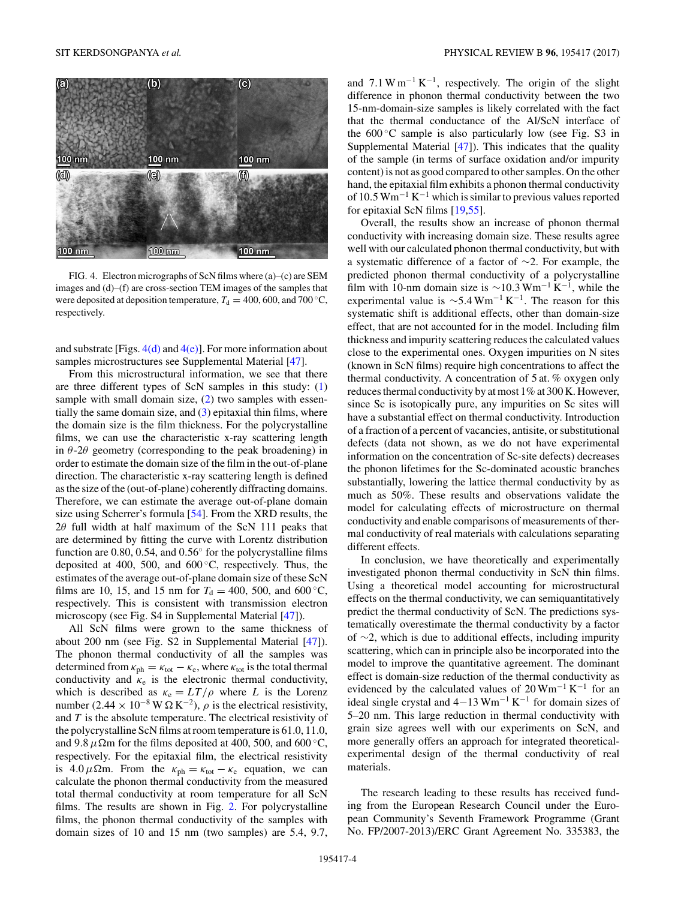FIG. 4. Electron micrographs of ScN films where (a)–(c) are SEM images and (d)–(f) are cross-section TEM images of the samples that were deposited at deposition temperature, $T_d = 400$, 600, and 700 °C, respectively.

and substrate [Figs. 4(d) and 4(e)]. For more information about samples microstructures see Supplemental Material [47].

From this microstructural information, we see that there are three different types of ScN samples in this study: (1) sample with small domain size, (2) two samples with essentially the same domain size, and (3) epitaxial thin films, where the domain size is the film thickness. For the polycrystalline films, we can use the characteristic x-ray scattering length in $\theta$-$2\theta$ geometry (corresponding to the peak broadening) in order to estimate the domain size of the film in the out-of-plane direction. The characteristic x-ray scattering length is defined as the size of the (out-of-plane) coherently diffracting domains. Therefore, we can estimate the average out-of-plane domain size using Scherrer's formula [54]. From the XRD results, the $2\theta$ full width at half maximum of the ScN 111 peaks that are determined by fitting the curve with Lorentz distribution function are 0.80, 0.54, and 0.56° for the polycrystalline films deposited at 400, 500, and 600 °C, respectively. Thus, the estimates of the average out-of-plane domain size of these ScN films are 10, 15, and 15 nm for $T_d = 400$, 500, and 600 °C, respectively. This is consistent with transmission electron microscopy (see Fig. S4 in Supplemental Material [47]).

All ScN films were grown to the same thickness of about 200 nm (see Fig. S2 in Supplemental Material [47]). The phonon thermal conductivity of all the samples was determined from $\kappa_{ph} = \kappa_{tot} - \kappa_e$, where $\kappa_{tot}$ is the total thermal conductivity and $\kappa_e$ is the electronic thermal conductivity, which is described as $\kappa_e = LT/\rho$ where $L$ is the Lorenz number ($2.44 \times 10^{-8}\,\mathrm{W\,\Omega\,K^{-2}}$), $\rho$ is the electrical resistivity, and $T$ is the absolute temperature. The electrical resistivity of the polycrystalline ScN films at room temperature is 61.0, 11.0, and 9.8 $\mu\Omega$m for the films deposited at 400, 500, and 600 °C, respectively. For the epitaxial film, the electrical resistivity is 4.0 $\mu\Omega$m. From the $\kappa_{ph} = \kappa_{tot} - \kappa_e$ equation, we can calculate the phonon thermal conductivity from the measured total thermal conductivity at room temperature for all ScN films. The results are shown in Fig. 2. For polycrystalline films, the phonon thermal conductivity of the samples with domain sizes of 10 and 15 nm (two samples) are 5.4, 9.7, and 7.1 $\mathrm{W\,m^{-1}\,K^{-1}}$, respectively. The origin of the slight difference in phonon thermal conductivity between the two 15-nm-domain-size samples is likely correlated with the fact that the thermal conductance of the Al/ScN interface of the 600 °C sample is also particularly low (see Fig. S3 in Supplemental Material [47]). This indicates that the quality of the sample (in terms of surface oxidation and/or impurity content) is not as good compared to other samples. On the other hand, the epitaxial film exhibits a phonon thermal conductivity of 10.5 $\mathrm{W\,m^{-1}\,K^{-1}}$ which is similar to previous values reported for epitaxial ScN films [19,55].

Overall, the results show an increase of phonon thermal conductivity with increasing domain size. These results agree well with our calculated phonon thermal conductivity, but with a systematic difference of a factor of ~2. For example, the predicted phonon thermal conductivity of a polycrystalline film with 10-nm domain size is ~10.3 $\mathrm{W\,m^{-1}\,K^{-1}}$, while the experimental value is ~5.4 $\mathrm{W\,m^{-1}\,K^{-1}}$. The reason for this systematic shift is additional effects, other than domain-size effect, that are not accounted for in the model. Including film thickness and impurity scattering reduces the calculated values close to the experimental ones. Oxygen impurities on N sites (known in ScN films) require high concentrations to affect the thermal conductivity. A concentration of 5 at. % oxygen only reduces thermal conductivity by at most 1% at 300 K. However, since Sc is isotopically pure, any impurities on Sc sites will have a substantial effect on thermal conductivity. Introduction of a fraction of a percent of vacancies, antisite, or substitutional defects (data not shown, as we do not have experimental information on the concentration of Sc-site defects) decreases the phonon lifetimes for the Sc-dominated acoustic branches substantially, lowering the lattice thermal conductivity by as much as 50%. These results and observations validate the model for calculating effects of microstructure on thermal conductivity and enable comparisons of measurements of thermal conductivity of real materials with calculations separating different effects.

In conclusion, we have theoretically and experimentally investigated phonon thermal conductivity in ScN thin films. Using a theoretical model accounting for microstructural effects on the thermal conductivity, we can semiquantitatively predict the thermal conductivity of ScN. The predictions systematically overestimate the thermal conductivity by a factor of ~2, which is due to additional effects, including impurity scattering, which can in principle also be incorporated into the model to improve the quantitative agreement. The dominant effect is domain-size reduction of the thermal conductivity as evidenced by the calculated values of 20 $\mathrm{W\,m^{-1}\,K^{-1}}$ for an ideal single crystal and 4–13 $\mathrm{W\,m^{-1}\,K^{-1}}$ for domain sizes of 5–20 nm. This large reduction in thermal conductivity with grain size agrees well with our experiments on ScN, and more generally offers an approach for integrated theoretical-experimental design of the thermal conductivity of real materials.

The research leading to these results has received funding from the European Research Council under the European Community's Seventh Framework Programme (Grant No. FP/2007-2013)/ERC Grant Agreement No. 335383, the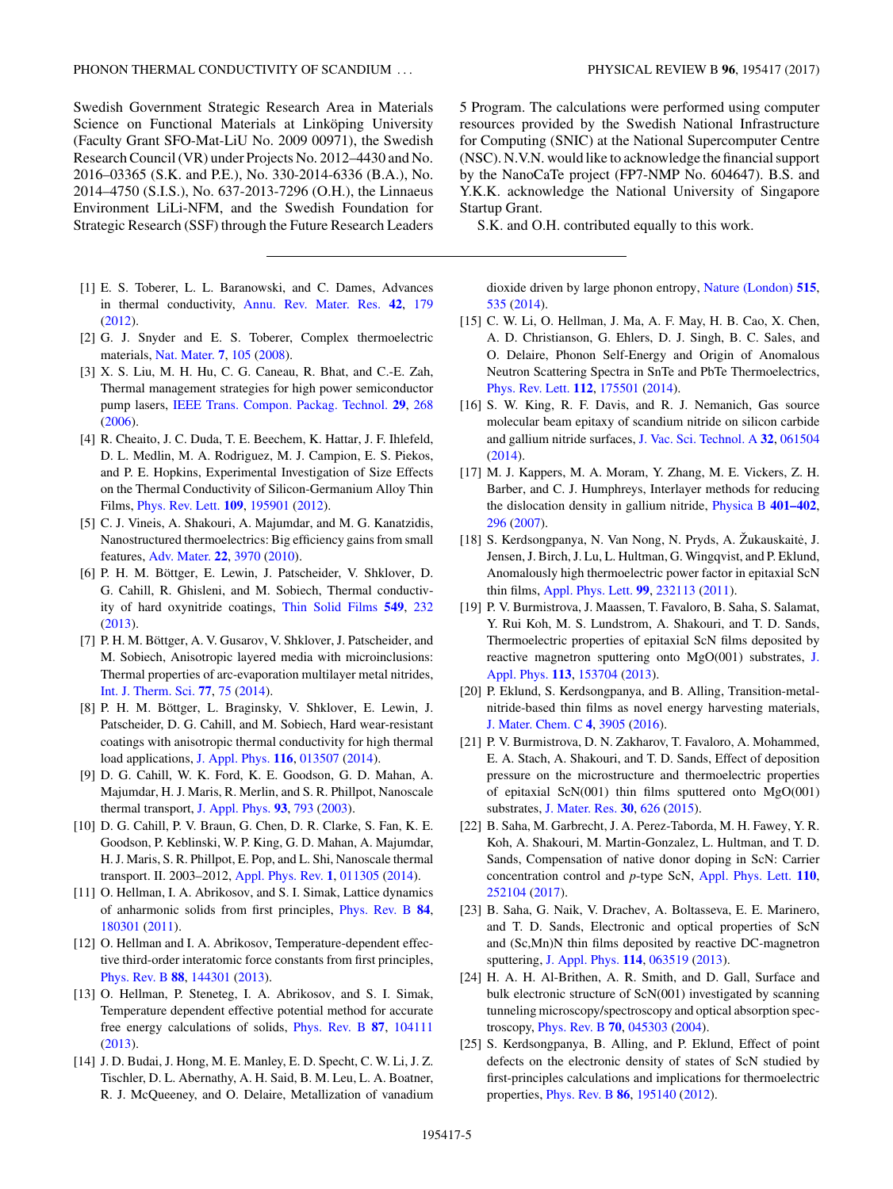Swedish Government Strategic Research Area in Materials Science on Functional Materials at Linköping University (Faculty Grant SFO-Mat-LiU No. 2009 00971), the Swedish Research Council (VR) under Projects No. 2012–4430 and No. 2016–03365 (S.K. and P.E.), No. 330-2014-6336 (B.A.), No. 2014–4750 (S.I.S.), No. 637-2013-7296 (O.H.), the Linnaeus Environment LiLi-NFM, and the Swedish Foundation for Strategic Research (SSF) through the Future Research Leaders 5 Program. The calculations were performed using computer resources provided by the Swedish National Infrastructure for Computing (SNIC) at the National Supercomputer Centre (NSC). N.V.N. would like to acknowledge the financial support by the NanoCaTe project (FP7-NMP No. 604647). B.S. and Y.K.K. acknowledge the National University of Singapore Startup Grant.

S.K. and O.H. contributed equally to this work.

---

[1] E. S. Toberer, L. L. Baranowski, and C. Dames, Advances in thermal conductivity, Annu. Rev. Mater. Res. **42**, 179 (2012).

[2] G. J. Snyder and E. S. Toberer, Complex thermoelectric materials, Nat. Mater. **7**, 105 (2008).

[3] X. S. Liu, M. H. Hu, C. G. Caneau, R. Bhat, and C.-E. Zah, Thermal management strategies for high power semiconductor pump lasers, IEEE Trans. Compon. Packag. Technol. **29**, 268 (2006).

[4] R. Cheaito, J. C. Duda, T. E. Beechem, K. Hattar, J. F. Ihlefeld, D. L. Medlin, M. A. Rodriguez, M. J. Campion, E. S. Piekos, and P. E. Hopkins, Experimental Investigation of Size Effects on the Thermal Conductivity of Silicon-Germanium Alloy Thin Films, Phys. Rev. Lett. **109**, 195901 (2012).

[5] C. J. Vineis, A. Shakouri, A. Majumdar, and M. G. Kanatzidis, Nanostructured thermoelectrics: Big efficiency gains from small features, Adv. Mater. **22**, 3970 (2010).

[6] P. H. M. Böttger, E. Lewin, J. Patscheider, V. Shklover, D. G. Cahill, R. Ghisleni, and M. Sobiech, Thermal conductivity of hard oxynitride coatings, Thin Solid Films **549**, 232 (2013).

[7] P. H. M. Böttger, A. V. Gusarov, V. Shklover, J. Patscheider, and M. Sobiech, Anisotropic layered media with microinclusions: Thermal properties of arc-evaporation multilayer metal nitrides, Int. J. Therm. Sci. **77**, 75 (2014).

[8] P. H. M. Böttger, L. Braginsky, V. Shklover, E. Lewin, J. Patscheider, D. G. Cahill, and M. Sobiech, Hard wear-resistant coatings with anisotropic thermal conductivity for high thermal load applications, J. Appl. Phys. **116**, 013507 (2014).

[9] D. G. Cahill, W. K. Ford, K. E. Goodson, G. D. Mahan, A. Majumdar, H. J. Maris, R. Merlin, and S. R. Phillpot, Nanoscale thermal transport, J. Appl. Phys. **93**, 793 (2003).

[10] D. G. Cahill, P. V. Braun, G. Chen, D. R. Clarke, S. Fan, K. E. Goodson, P. Keblinski, W. P. King, G. D. Mahan, A. Majumdar, H. J. Maris, S. R. Phillpot, E. Pop, and L. Shi, Nanoscale thermal transport. II. 2003–2012, Appl. Phys. Rev. **1**, 011305 (2014).

[11] O. Hellman, I. A. Abrikosov, and S. I. Simak, Lattice dynamics of anharmonic solids from first principles, Phys. Rev. B **84**, 180301 (2011).

[12] O. Hellman and I. A. Abrikosov, Temperature-dependent effective third-order interatomic force constants from first principles, Phys. Rev. B **88**, 144301 (2013).

[13] O. Hellman, P. Steneteg, I. A. Abrikosov, and S. I. Simak, Temperature dependent effective potential method for accurate free energy calculations of solids, Phys. Rev. B **87**, 104111 (2013).

[14] J. D. Budai, J. Hong, M. E. Manley, E. D. Specht, C. W. Li, J. Z. Tischler, D. L. Abernathy, A. H. Said, B. M. Leu, L. A. Boatner, R. J. McQueeney, and O. Delaire, Metallization of vanadium dioxide driven by large phonon entropy, Nature (London) **515**, 535 (2014).

[15] C. W. Li, O. Hellman, J. Ma, A. F. May, H. B. Cao, X. Chen, A. D. Christianson, G. Ehlers, D. J. Singh, B. C. Sales, and O. Delaire, Phonon Self-Energy and Origin of Anomalous Neutron Scattering Spectra in SnTe and PbTe Thermoelectrics, Phys. Rev. Lett. **112**, 175501 (2014).

[16] S. W. King, R. F. Davis, and R. J. Nemanich, Gas source molecular beam epitaxy of scandium nitride on silicon carbide and gallium nitride surfaces, J. Vac. Sci. Technol. A **32**, 061504 (2014).

[17] M. J. Kappers, M. A. Moram, Y. Zhang, M. E. Vickers, Z. H. Barber, and C. J. Humphreys, Interlayer methods for reducing the dislocation density in gallium nitride, Physica B **401–402**, 296 (2007).

[18] S. Kerdsongpanya, N. Van Nong, N. Pryds, A. Žukauskaitė, J. Jensen, J. Birch, J. Lu, L. Hultman, G. Wingqvist, and P. Eklund, Anomalously high thermoelectric power factor in epitaxial ScN thin films, Appl. Phys. Lett. **99**, 232113 (2011).

[19] P. V. Burmistrova, J. Maassen, T. Favaloro, B. Saha, S. Salamat, Y. Rui Koh, M. S. Lundstrom, A. Shakouri, and T. D. Sands, Thermoelectric properties of epitaxial ScN films deposited by reactive magnetron sputtering onto MgO(001) substrates, J. Appl. Phys. **113**, 153704 (2013).

[20] P. Eklund, S. Kerdsongpanya, and B. Alling, Transition-metal-nitride-based thin films as novel energy harvesting materials, J. Mater. Chem. C **4**, 3905 (2016).

[21] P. V. Burmistrova, D. N. Zakharov, T. Favaloro, A. Mohammed, E. A. Stach, A. Shakouri, and T. D. Sands, Effect of deposition pressure on the microstructure and thermoelectric properties of epitaxial ScN(001) thin films sputtered onto MgO(001) substrates, J. Mater. Res. **30**, 626 (2015).

[22] B. Saha, M. Garbrecht, J. A. Perez-Taborda, M. H. Fawey, Y. R. Koh, A. Shakouri, M. Martin-Gonzalez, L. Hultman, and T. D. Sands, Compensation of native donor doping in ScN: Carrier concentration control and *p*-type ScN, Appl. Phys. Lett. **110**, 252104 (2017).

[23] B. Saha, G. Naik, V. Drachev, A. Boltasseva, E. E. Marinero, and T. D. Sands, Electronic and optical properties of ScN and (Sc,Mn)N thin films deposited by reactive DC-magnetron sputtering, J. Appl. Phys. **114**, 063519 (2013).

[24] H. A. H. Al-Brithen, A. R. Smith, and D. Gall, Surface and bulk electronic structure of ScN(001) investigated by scanning tunneling microscopy/spectroscopy and optical absorption spectroscopy, Phys. Rev. B **70**, 045303 (2004).

[25] S. Kerdsongpanya, B. Alling, and P. Eklund, Effect of point defects on the electronic density of states of ScN studied by first-principles calculations and implications for thermoelectric properties, Phys. Rev. B **86**, 195140 (2012).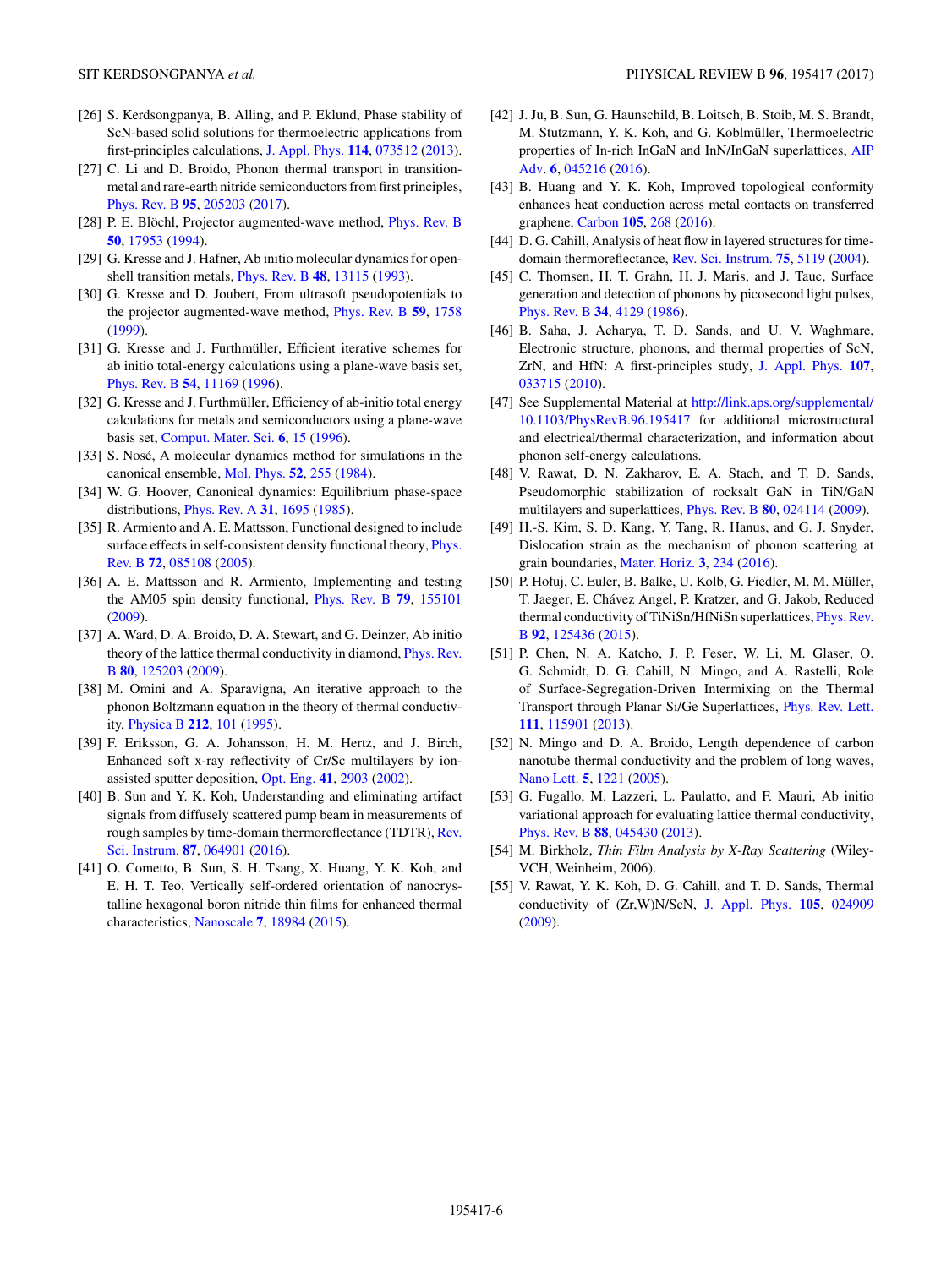[26] S. Kerdsongpanya, B. Alling, and P. Eklund, Phase stability of ScN-based solid solutions for thermoelectric applications from first-principles calculations, J. Appl. Phys. **114**, 073512 (2013).

[27] C. Li and D. Broido, Phonon thermal transport in transition-metal and rare-earth nitride semiconductors from first principles, Phys. Rev. B **95**, 205203 (2017).

[28] P. E. Blöchl, Projector augmented-wave method, Phys. Rev. B **50**, 17953 (1994).

[29] G. Kresse and J. Hafner, Ab initio molecular dynamics for open-shell transition metals, Phys. Rev. B **48**, 13115 (1993).

[30] G. Kresse and D. Joubert, From ultrasoft pseudopotentials to the projector augmented-wave method, Phys. Rev. B **59**, 1758 (1999).

[31] G. Kresse and J. Furthmüller, Efficient iterative schemes for ab initio total-energy calculations using a plane-wave basis set, Phys. Rev. B **54**, 11169 (1996).

[32] G. Kresse and J. Furthmüller, Efficiency of ab-initio total energy calculations for metals and semiconductors using a plane-wave basis set, Comput. Mater. Sci. **6**, 15 (1996).

[33] S. Nosé, A molecular dynamics method for simulations in the canonical ensemble, Mol. Phys. **52**, 255 (1984).

[34] W. G. Hoover, Canonical dynamics: Equilibrium phase-space distributions, Phys. Rev. A **31**, 1695 (1985).

[35] R. Armiento and A. E. Mattsson, Functional designed to include surface effects in self-consistent density functional theory, Phys. Rev. B **72**, 085108 (2005).

[36] A. E. Mattsson and R. Armiento, Implementing and testing the AM05 spin density functional, Phys. Rev. B **79**, 155101 (2009).

[37] A. Ward, D. A. Broido, D. A. Stewart, and G. Deinzer, Ab initio theory of the lattice thermal conductivity in diamond, Phys. Rev. B **80**, 125203 (2009).

[38] M. Omini and A. Sparavigna, An iterative approach to the phonon Boltzmann equation in the theory of thermal conductivity, Physica B **212**, 101 (1995).

[39] F. Eriksson, G. A. Johansson, H. M. Hertz, and J. Birch, Enhanced soft x-ray reflectivity of Cr/Sc multilayers by ion-assisted sputter deposition, Opt. Eng. **41**, 2903 (2002).

[40] B. Sun and Y. K. Koh, Understanding and eliminating artifact signals from diffusely scattered pump beam in measurements of rough samples by time-domain thermoreflectance (TDTR), Rev. Sci. Instrum. **87**, 064901 (2016).

[41] O. Cometto, B. Sun, S. H. Tsang, X. Huang, Y. K. Koh, and E. H. T. Teo, Vertically self-ordered orientation of nanocrystalline hexagonal boron nitride thin films for enhanced thermal characteristics, Nanoscale **7**, 18984 (2015).

[42] J. Ju, B. Sun, G. Haunschild, B. Loitsch, B. Stoib, M. S. Brandt, M. Stutzmann, Y. K. Koh, and G. Koblmüller, Thermoelectric properties of In-rich InGaN and InN/InGaN superlattices, AIP Adv. **6**, 045216 (2016).

[43] B. Huang and Y. K. Koh, Improved topological conformity enhances heat conduction across metal contacts on transferred graphene, Carbon **105**, 268 (2016).

[44] D. G. Cahill, Analysis of heat flow in layered structures for time-domain thermoreflectance, Rev. Sci. Instrum. **75**, 5119 (2004).

[45] C. Thomsen, H. T. Grahn, H. J. Maris, and J. Tauc, Surface generation and detection of phonons by picosecond light pulses, Phys. Rev. B **34**, 4129 (1986).

[46] B. Saha, J. Acharya, T. D. Sands, and U. V. Waghmare, Electronic structure, phonons, and thermal properties of ScN, ZrN, and HfN: A first-principles study, J. Appl. Phys. **107**, 033715 (2010).

[47] See Supplemental Material at http://link.aps.org/supplemental/10.1103/PhysRevB.96.195417 for additional microstructural and electrical/thermal characterization, and information about phonon self-energy calculations.

[48] V. Rawat, D. N. Zakharov, E. A. Stach, and T. D. Sands, Pseudomorphic stabilization of rocksalt GaN in TiN/GaN multilayers and superlattices, Phys. Rev. B **80**, 024114 (2009).

[49] H.-S. Kim, S. D. Kang, Y. Tang, R. Hanus, and G. J. Snyder, Dislocation strain as the mechanism of phonon scattering at grain boundaries, Mater. Horiz. **3**, 234 (2016).

[50] P. Hołuj, C. Euler, B. Balke, U. Kolb, G. Fiedler, M. M. Müller, T. Jaeger, E. Chávez Angel, P. Kratzer, and G. Jakob, Reduced thermal conductivity of TiNiSn/HfNiSn superlattices, Phys. Rev. B **92**, 125436 (2015).

[51] P. Chen, N. A. Katcho, J. P. Feser, W. Li, M. Glaser, O. G. Schmidt, D. G. Cahill, N. Mingo, and A. Rastelli, Role of Surface-Segregation-Driven Intermixing on the Thermal Transport through Planar Si/Ge Superlattices, Phys. Rev. Lett. **111**, 115901 (2013).

[52] N. Mingo and D. A. Broido, Length dependence of carbon nanotube thermal conductivity and the problem of long waves, Nano Lett. **5**, 1221 (2005).

[53] G. Fugallo, M. Lazzeri, L. Paulatto, and F. Mauri, Ab initio variational approach for evaluating lattice thermal conductivity, Phys. Rev. B **88**, 045430 (2013).

[54] M. Birkholz, *Thin Film Analysis by X-Ray Scattering* (Wiley-VCH, Weinheim, 2006).

[55] V. Rawat, Y. K. Koh, D. G. Cahill, and T. D. Sands, Thermal conductivity of (Zr,W)N/ScN, J. Appl. Phys. **105**, 024909 (2009).